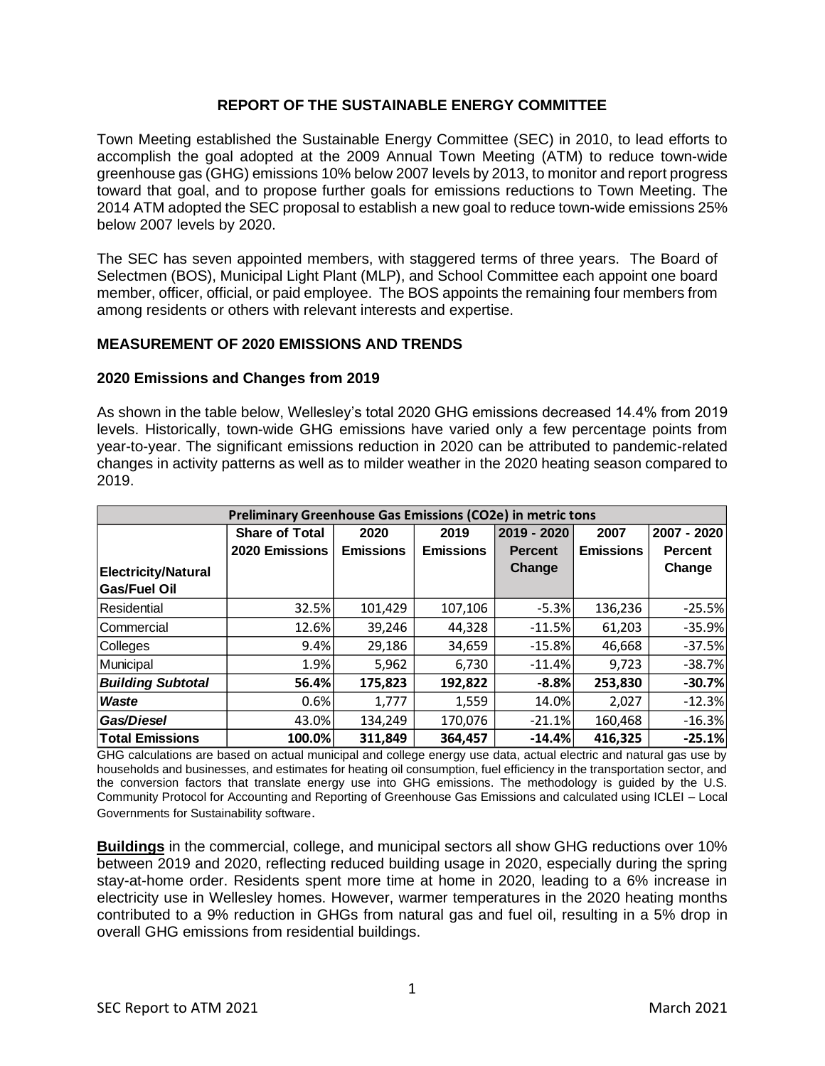# REPORT OF THE SUSTAINABLE ENERGY COMMITTEE

Town Meeting established the Sustainable Energy Committee (SEC) in 2010, to lead efforts to accomplish the goal adopted at the 2009 Annual Town Meeting (ATM) to reduce town-wide greenhouse gas (GHG) emissions 10% below 2007 levels by 2013, to monitor and report progress toward that goal, and to propose further goals for emissions reductions to Town Meeting. The 2014 ATM adopted the SEC proposal to establish a new goal to reduce town-wide emissions 25% below 2007 levels by 2020.

The SEC has seven appointed members, with staggered terms of three years. The Board of Selectmen (BOS), Municipal Light Plant (MLP), and School Committee each appoint one board member, officer, official, or paid employee. The BOS appoints the remaining four members from among residents or others with relevant interests and expertise.

## MEASUREMENT OF 2020 EMISSIONS AND TRENDS

### 2020 Emissions and Changes from 2019

As shown in the table below, Wellesley's total 2020 GHG emissions decreased 14.4% from 2019 levels. Historically, town-wide GHG emissions have varied only a few percentage points from year-to-year. The significant emissions reduction in 2020 can be attributed to pandemic-related changes in activity patterns as well as to milder weather in the 2020 heating season compared to 2019.

| Preliminary Greenhouse Gas Emissions (CO2e) in metric tons | | | | | | |
|---|---|---|---|---|---|---|
| **Electricity/Natural Gas/Fuel Oil** | **Share of Total 2020 Emissions** | **2020 Emissions** | **2019 Emissions** | **2019 - 2020 Percent Change** | **2007 Emissions** | **2007 - 2020 Percent Change** |
| Residential | 32.5% | 101,429 | 107,106 | -5.3% | 136,236 | -25.5% |
| Commercial | 12.6% | 39,246 | 44,328 | -11.5% | 61,203 | -35.9% |
| Colleges | 9.4% | 29,186 | 34,659 | -15.8% | 46,668 | -37.5% |
| Municipal | 1.9% | 5,962 | 6,730 | -11.4% | 9,723 | -38.7% |
| ***Building Subtotal*** | **56.4%** | **175,823** | **192,822** | **-8.8%** | **253,830** | **-30.7%** |
| ***Waste*** | 0.6% | 1,777 | 1,559 | 14.0% | 2,027 | -12.3% |
| ***Gas/Diesel*** | 43.0% | 134,249 | 170,076 | -21.1% | 160,468 | -16.3% |
| **Total Emissions** | **100.0%** | **311,849** | **364,457** | **-14.4%** | **416,325** | **-25.1%** |

GHG calculations are based on actual municipal and college energy use data, actual electric and natural gas use by households and businesses, and estimates for heating oil consumption, fuel efficiency in the transportation sector, and the conversion factors that translate energy use into GHG emissions. The methodology is guided by the U.S. Community Protocol for Accounting and Reporting of Greenhouse Gas Emissions and calculated using ICLEI – Local Governments for Sustainability software.

**Buildings** in the commercial, college, and municipal sectors all show GHG reductions over 10% between 2019 and 2020, reflecting reduced building usage in 2020, especially during the spring stay-at-home order. Residents spent more time at home in 2020, leading to a 6% increase in electricity use in Wellesley homes. However, warmer temperatures in the 2020 heating months contributed to a 9% reduction in GHGs from natural gas and fuel oil, resulting in a 5% drop in overall GHG emissions from residential buildings.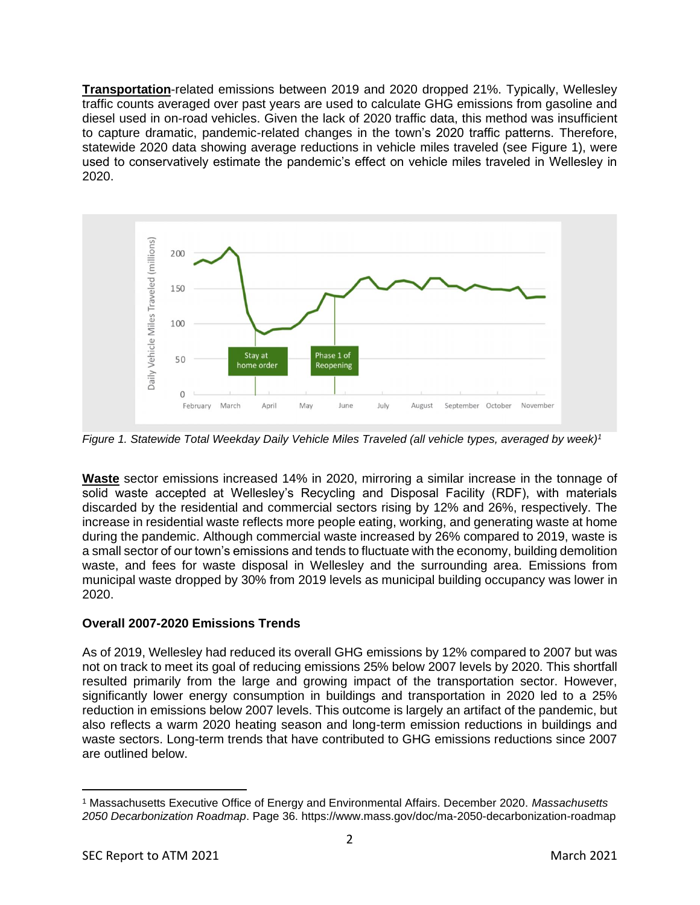**Transportation**-related emissions between 2019 and 2020 dropped 21%. Typically, Wellesley traffic counts averaged over past years are used to calculate GHG emissions from gasoline and diesel used in on-road vehicles. Given the lack of 2020 traffic data, this method was insufficient to capture dramatic, pandemic-related changes in the town's 2020 traffic patterns. Therefore, statewide 2020 data showing average reductions in vehicle miles traveled (see Figure 1), were used to conservatively estimate the pandemic's effect on vehicle miles traveled in Wellesley in 2020.

*Figure 1. Statewide Total Weekday Daily Vehicle Miles Traveled (all vehicle types, averaged by week)*[1]

**Waste** sector emissions increased 14% in 2020, mirroring a similar increase in the tonnage of solid waste accepted at Wellesley's Recycling and Disposal Facility (RDF), with materials discarded by the residential and commercial sectors rising by 12% and 26%, respectively. The increase in residential waste reflects more people eating, working, and generating waste at home during the pandemic. Although commercial waste increased by 26% compared to 2019, waste is a small sector of our town's emissions and tends to fluctuate with the economy, building demolition waste, and fees for waste disposal in Wellesley and the surrounding area. Emissions from municipal waste dropped by 30% from 2019 levels as municipal building occupancy was lower in 2020.

### Overall 2007-2020 Emissions Trends

As of 2019, Wellesley had reduced its overall GHG emissions by 12% compared to 2007 but was not on track to meet its goal of reducing emissions 25% below 2007 levels by 2020. This shortfall resulted primarily from the large and growing impact of the transportation sector. However, significantly lower energy consumption in buildings and transportation in 2020 led to a 25% reduction in emissions below 2007 levels. This outcome is largely an artifact of the pandemic, but also reflects a warm 2020 heating season and long-term emission reductions in buildings and waste sectors. Long-term trends that have contributed to GHG emissions reductions since 2007 are outlined below.

[1] Massachusetts Executive Office of Energy and Environmental Affairs. December 2020. *Massachusetts 2050 Decarbonization Roadmap*. Page 36. https://www.mass.gov/doc/ma-2050-decarbonization-roadmap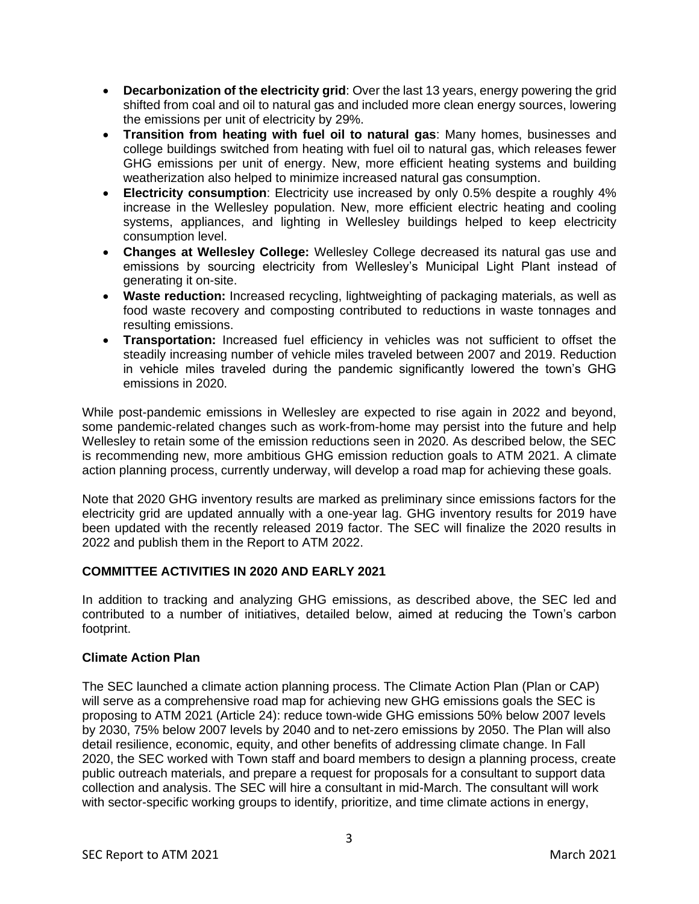- **Decarbonization of the electricity grid**: Over the last 13 years, energy powering the grid shifted from coal and oil to natural gas and included more clean energy sources, lowering the emissions per unit of electricity by 29%.
- **Transition from heating with fuel oil to natural gas**: Many homes, businesses and college buildings switched from heating with fuel oil to natural gas, which releases fewer GHG emissions per unit of energy. New, more efficient heating systems and building weatherization also helped to minimize increased natural gas consumption.
- **Electricity consumption**: Electricity use increased by only 0.5% despite a roughly 4% increase in the Wellesley population. New, more efficient electric heating and cooling systems, appliances, and lighting in Wellesley buildings helped to keep electricity consumption level.
- **Changes at Wellesley College:** Wellesley College decreased its natural gas use and emissions by sourcing electricity from Wellesley's Municipal Light Plant instead of generating it on-site.
- **Waste reduction:** Increased recycling, lightweighting of packaging materials, as well as food waste recovery and composting contributed to reductions in waste tonnages and resulting emissions.
- **Transportation:** Increased fuel efficiency in vehicles was not sufficient to offset the steadily increasing number of vehicle miles traveled between 2007 and 2019. Reduction in vehicle miles traveled during the pandemic significantly lowered the town's GHG emissions in 2020.

While post-pandemic emissions in Wellesley are expected to rise again in 2022 and beyond, some pandemic-related changes such as work-from-home may persist into the future and help Wellesley to retain some of the emission reductions seen in 2020. As described below, the SEC is recommending new, more ambitious GHG emission reduction goals to ATM 2021. A climate action planning process, currently underway, will develop a road map for achieving these goals.

Note that 2020 GHG inventory results are marked as preliminary since emissions factors for the electricity grid are updated annually with a one-year lag. GHG inventory results for 2019 have been updated with the recently released 2019 factor. The SEC will finalize the 2020 results in 2022 and publish them in the Report to ATM 2022.

## COMMITTEE ACTIVITIES IN 2020 AND EARLY 2021

In addition to tracking and analyzing GHG emissions, as described above, the SEC led and contributed to a number of initiatives, detailed below, aimed at reducing the Town's carbon footprint.

### Climate Action Plan

The SEC launched a climate action planning process. The Climate Action Plan (Plan or CAP) will serve as a comprehensive road map for achieving new GHG emissions goals the SEC is proposing to ATM 2021 (Article 24): reduce town-wide GHG emissions 50% below 2007 levels by 2030, 75% below 2007 levels by 2040 and to net-zero emissions by 2050. The Plan will also detail resilience, economic, equity, and other benefits of addressing climate change. In Fall 2020, the SEC worked with Town staff and board members to design a planning process, create public outreach materials, and prepare a request for proposals for a consultant to support data collection and analysis. The SEC will hire a consultant in mid-March. The consultant will work with sector-specific working groups to identify, prioritize, and time climate actions in energy,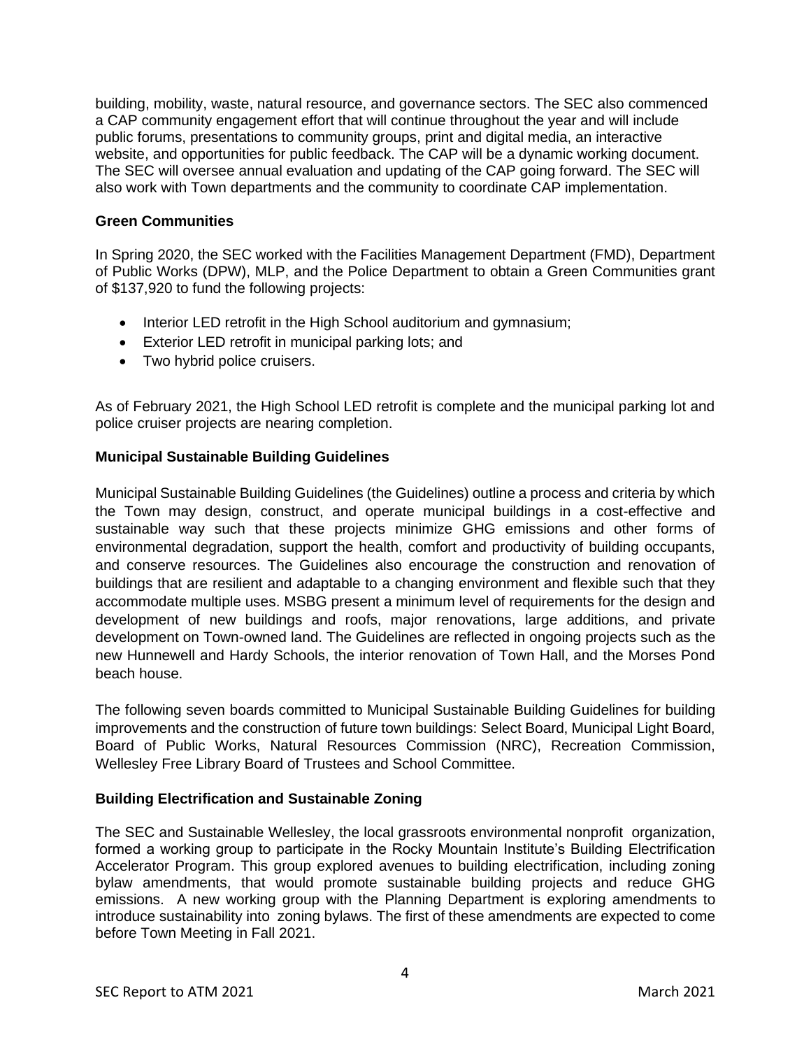building, mobility, waste, natural resource, and governance sectors. The SEC also commenced a CAP community engagement effort that will continue throughout the year and will include public forums, presentations to community groups, print and digital media, an interactive website, and opportunities for public feedback. The CAP will be a dynamic working document. The SEC will oversee annual evaluation and updating of the CAP going forward. The SEC will also work with Town departments and the community to coordinate CAP implementation.

**Green Communities**

In Spring 2020, the SEC worked with the Facilities Management Department (FMD), Department of Public Works (DPW), MLP, and the Police Department to obtain a Green Communities grant of $137,920 to fund the following projects:

- Interior LED retrofit in the High School auditorium and gymnasium;
- Exterior LED retrofit in municipal parking lots; and
- Two hybrid police cruisers.

As of February 2021, the High School LED retrofit is complete and the municipal parking lot and police cruiser projects are nearing completion.

**Municipal Sustainable Building Guidelines**

Municipal Sustainable Building Guidelines (the Guidelines) outline a process and criteria by which the Town may design, construct, and operate municipal buildings in a cost-effective and sustainable way such that these projects minimize GHG emissions and other forms of environmental degradation, support the health, comfort and productivity of building occupants, and conserve resources. The Guidelines also encourage the construction and renovation of buildings that are resilient and adaptable to a changing environment and flexible such that they accommodate multiple uses. MSBG present a minimum level of requirements for the design and development of new buildings and roofs, major renovations, large additions, and private development on Town-owned land. The Guidelines are reflected in ongoing projects such as the new Hunnewell and Hardy Schools, the interior renovation of Town Hall, and the Morses Pond beach house.

The following seven boards committed to Municipal Sustainable Building Guidelines for building improvements and the construction of future town buildings: Select Board, Municipal Light Board, Board of Public Works, Natural Resources Commission (NRC), Recreation Commission, Wellesley Free Library Board of Trustees and School Committee.

**Building Electrification and Sustainable Zoning**

The SEC and Sustainable Wellesley, the local grassroots environmental nonprofit organization, formed a working group to participate in the Rocky Mountain Institute's Building Electrification Accelerator Program. This group explored avenues to building electrification, including zoning bylaw amendments, that would promote sustainable building projects and reduce GHG emissions. A new working group with the Planning Department is exploring amendments to introduce sustainability into zoning bylaws. The first of these amendments are expected to come before Town Meeting in Fall 2021.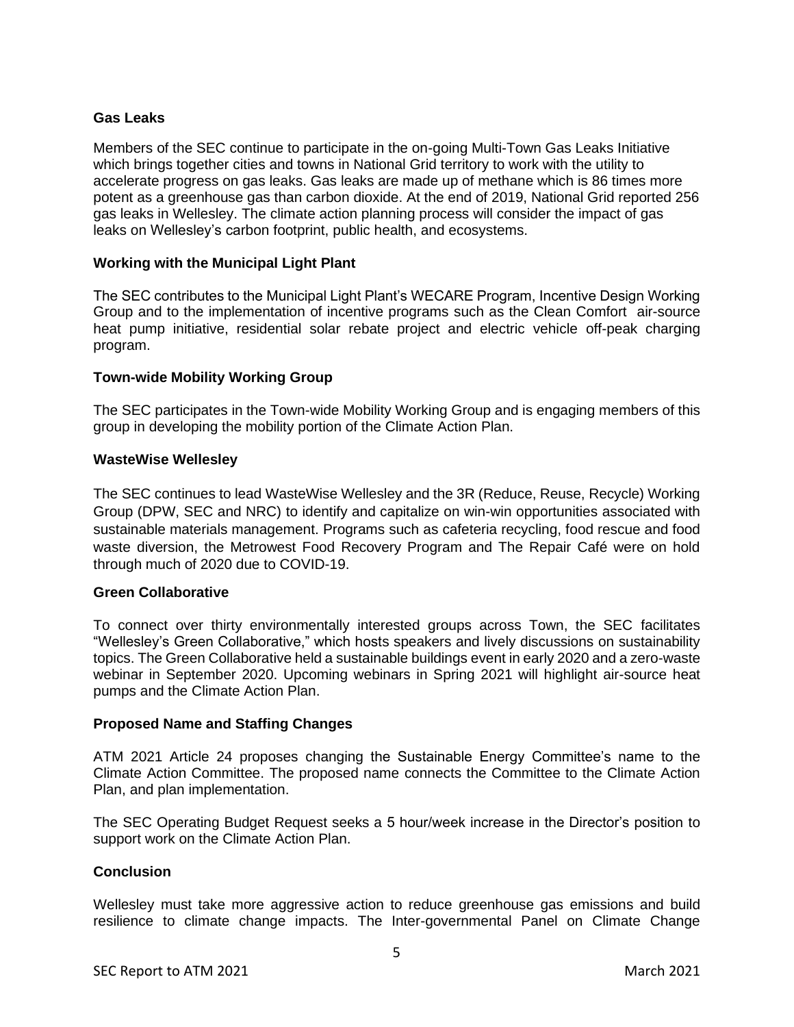**Gas Leaks**

Members of the SEC continue to participate in the on-going Multi-Town Gas Leaks Initiative which brings together cities and towns in National Grid territory to work with the utility to accelerate progress on gas leaks. Gas leaks are made up of methane which is 86 times more potent as a greenhouse gas than carbon dioxide. At the end of 2019, National Grid reported 256 gas leaks in Wellesley. The climate action planning process will consider the impact of gas leaks on Wellesley's carbon footprint, public health, and ecosystems.

**Working with the Municipal Light Plant**

The SEC contributes to the Municipal Light Plant's WECARE Program, Incentive Design Working Group and to the implementation of incentive programs such as the Clean Comfort air-source heat pump initiative, residential solar rebate project and electric vehicle off-peak charging program.

**Town-wide Mobility Working Group**

The SEC participates in the Town-wide Mobility Working Group and is engaging members of this group in developing the mobility portion of the Climate Action Plan.

**WasteWise Wellesley**

The SEC continues to lead WasteWise Wellesley and the 3R (Reduce, Reuse, Recycle) Working Group (DPW, SEC and NRC) to identify and capitalize on win-win opportunities associated with sustainable materials management. Programs such as cafeteria recycling, food rescue and food waste diversion, the Metrowest Food Recovery Program and The Repair Café were on hold through much of 2020 due to COVID-19.

**Green Collaborative**

To connect over thirty environmentally interested groups across Town, the SEC facilitates "Wellesley's Green Collaborative," which hosts speakers and lively discussions on sustainability topics. The Green Collaborative held a sustainable buildings event in early 2020 and a zero-waste webinar in September 2020. Upcoming webinars in Spring 2021 will highlight air-source heat pumps and the Climate Action Plan.

**Proposed Name and Staffing Changes**

ATM 2021 Article 24 proposes changing the Sustainable Energy Committee's name to the Climate Action Committee. The proposed name connects the Committee to the Climate Action Plan, and plan implementation.

The SEC Operating Budget Request seeks a 5 hour/week increase in the Director's position to support work on the Climate Action Plan.

**Conclusion**

Wellesley must take more aggressive action to reduce greenhouse gas emissions and build resilience to climate change impacts. The Inter-governmental Panel on Climate Change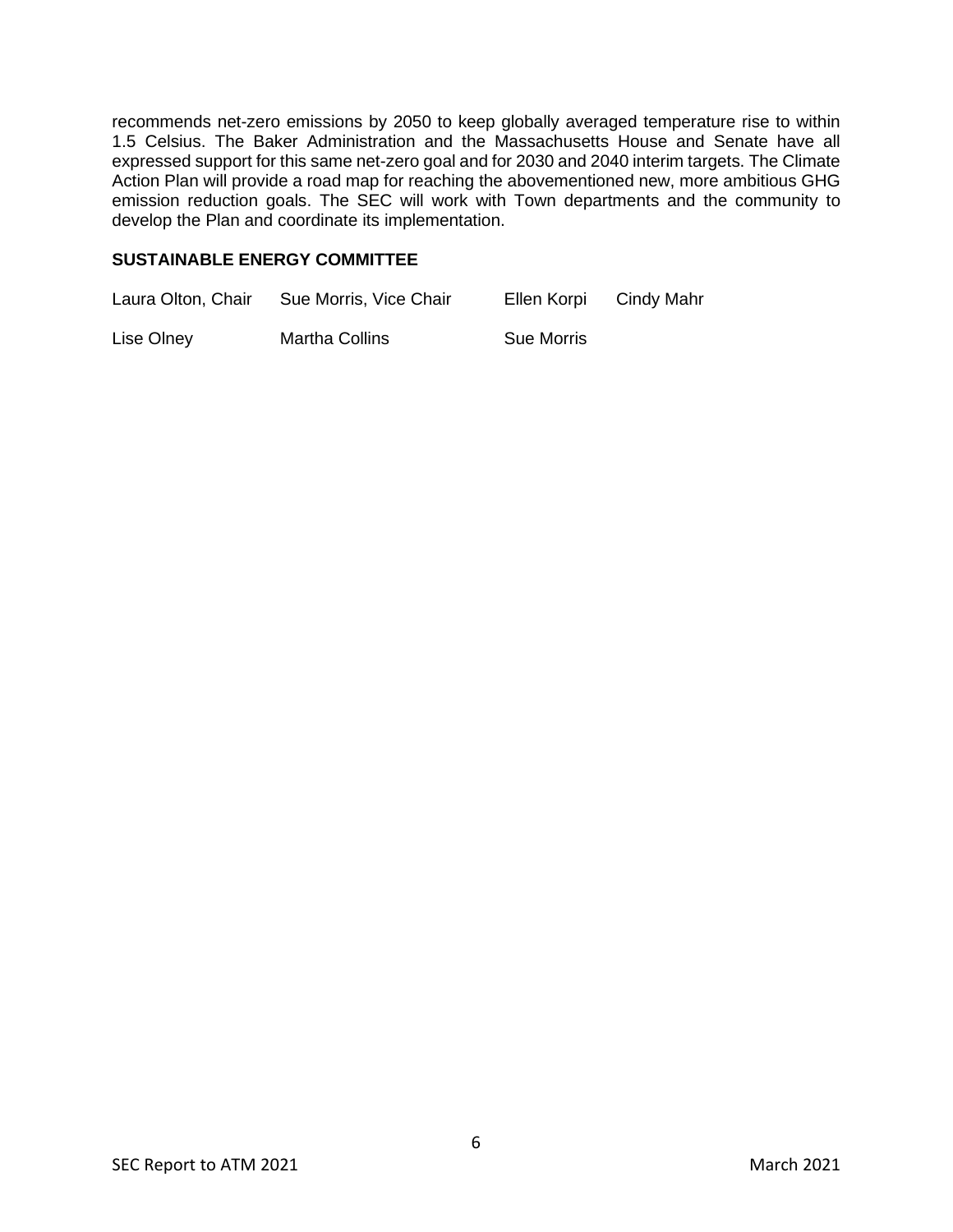recommends net-zero emissions by 2050 to keep globally averaged temperature rise to within 1.5 Celsius. The Baker Administration and the Massachusetts House and Senate have all expressed support for this same net-zero goal and for 2030 and 2040 interim targets. The Climate Action Plan will provide a road map for reaching the abovementioned new, more ambitious GHG emission reduction goals. The SEC will work with Town departments and the community to develop the Plan and coordinate its implementation.

**SUSTAINABLE ENERGY COMMITTEE**

| | | | |
|---|---|---|---|
| Laura Olton, Chair | Sue Morris, Vice Chair | Ellen Korpi | Cindy Mahr |
| Lise Olney | Martha Collins | Sue Morris | |